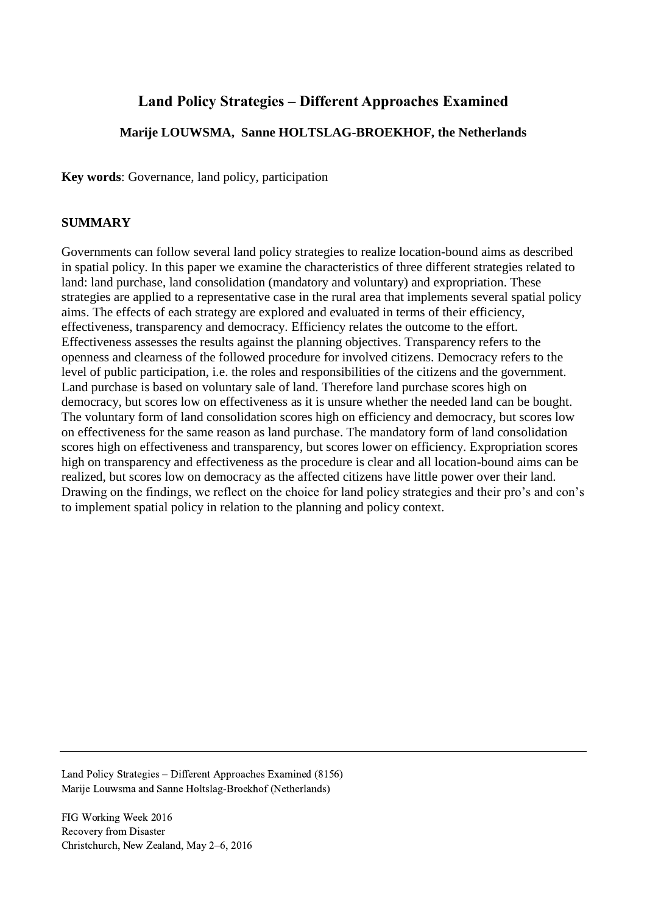# Land Policy Strategies – Different Approaches Examined

**Marije LOUWSMA, Sanne HOLTSLAG-BROEKHOF, the Netherlands**

**Key words**: Governance, land policy, participation

## SUMMARY

Governments can follow several land policy strategies to realize location-bound aims as described in spatial policy. In this paper we examine the characteristics of three different strategies related to land: land purchase, land consolidation (mandatory and voluntary) and expropriation. These strategies are applied to a representative case in the rural area that implements several spatial policy aims. The effects of each strategy are explored and evaluated in terms of their efficiency, effectiveness, transparency and democracy. Efficiency relates the outcome to the effort. Effectiveness assesses the results against the planning objectives. Transparency refers to the openness and clearness of the followed procedure for involved citizens. Democracy refers to the level of public participation, i.e. the roles and responsibilities of the citizens and the government. Land purchase is based on voluntary sale of land. Therefore land purchase scores high on democracy, but scores low on effectiveness as it is unsure whether the needed land can be bought. The voluntary form of land consolidation scores high on efficiency and democracy, but scores low on effectiveness for the same reason as land purchase. The mandatory form of land consolidation scores high on effectiveness and transparency, but scores lower on efficiency. Expropriation scores high on transparency and effectiveness as the procedure is clear and all location-bound aims can be realized, but scores low on democracy as the affected citizens have little power over their land. Drawing on the findings, we reflect on the choice for land policy strategies and their pro's and con's to implement spatial policy in relation to the planning and policy context.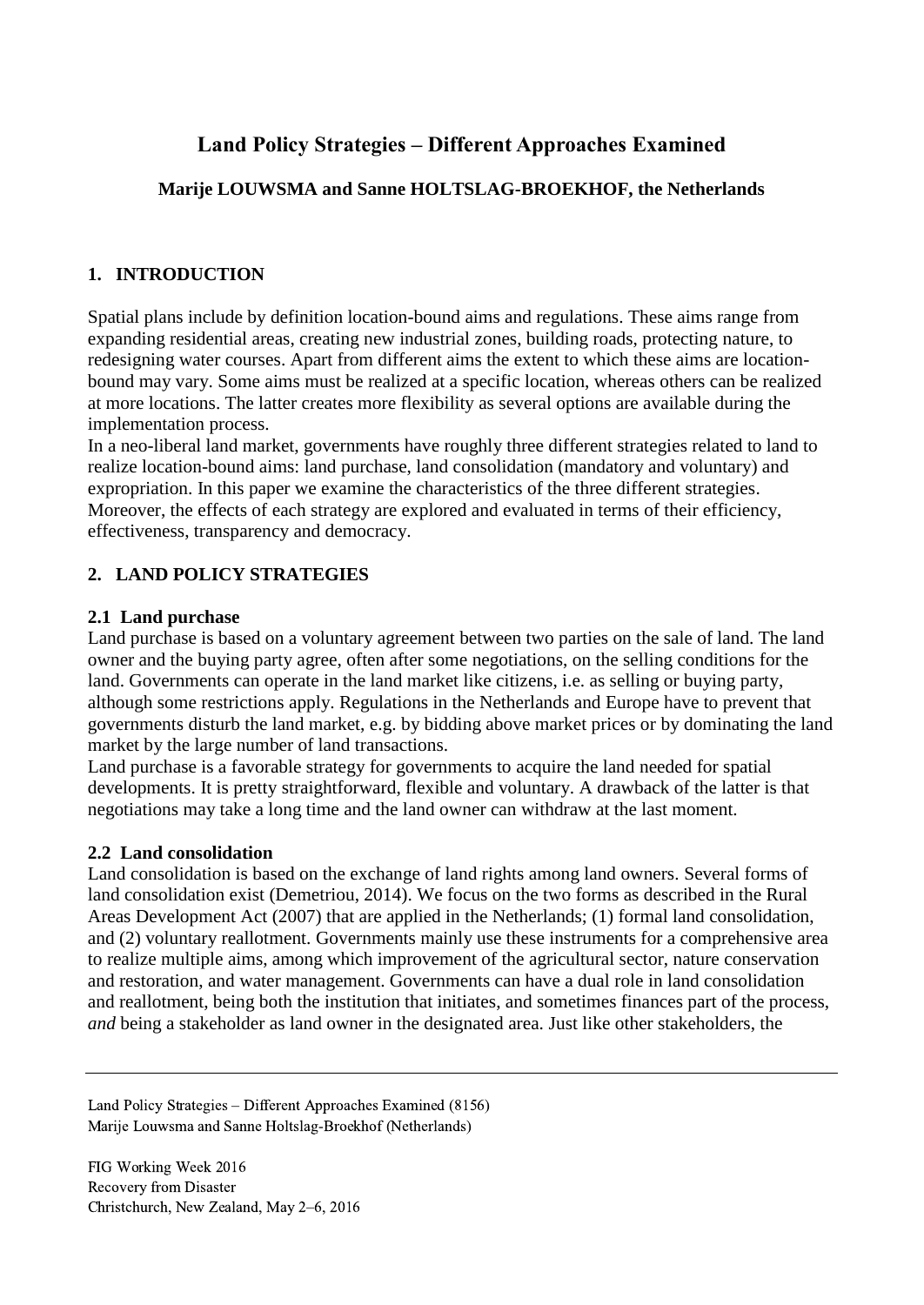# Land Policy Strategies – Different Approaches Examined

**Marije LOUWSMA and Sanne HOLTSLAG-BROEKHOF, the Netherlands**

## 1. INTRODUCTION

Spatial plans include by definition location-bound aims and regulations. These aims range from expanding residential areas, creating new industrial zones, building roads, protecting nature, to redesigning water courses. Apart from different aims the extent to which these aims are location-bound may vary. Some aims must be realized at a specific location, whereas others can be realized at more locations. The latter creates more flexibility as several options are available during the implementation process.

In a neo-liberal land market, governments have roughly three different strategies related to land to realize location-bound aims: land purchase, land consolidation (mandatory and voluntary) and expropriation. In this paper we examine the characteristics of the three different strategies. Moreover, the effects of each strategy are explored and evaluated in terms of their efficiency, effectiveness, transparency and democracy.

## 2. LAND POLICY STRATEGIES

### 2.1 Land purchase

Land purchase is based on a voluntary agreement between two parties on the sale of land. The land owner and the buying party agree, often after some negotiations, on the selling conditions for the land. Governments can operate in the land market like citizens, i.e. as selling or buying party, although some restrictions apply. Regulations in the Netherlands and Europe have to prevent that governments disturb the land market, e.g. by bidding above market prices or by dominating the land market by the large number of land transactions.

Land purchase is a favorable strategy for governments to acquire the land needed for spatial developments. It is pretty straightforward, flexible and voluntary. A drawback of the latter is that negotiations may take a long time and the land owner can withdraw at the last moment.

### 2.2 Land consolidation

Land consolidation is based on the exchange of land rights among land owners. Several forms of land consolidation exist (Demetriou, 2014). We focus on the two forms as described in the Rural Areas Development Act (2007) that are applied in the Netherlands; (1) formal land consolidation, and (2) voluntary reallotment. Governments mainly use these instruments for a comprehensive area to realize multiple aims, among which improvement of the agricultural sector, nature conservation and restoration, and water management. Governments can have a dual role in land consolidation and reallotment, being both the institution that initiates, and sometimes finances part of the process, *and* being a stakeholder as land owner in the designated area. Just like other stakeholders, the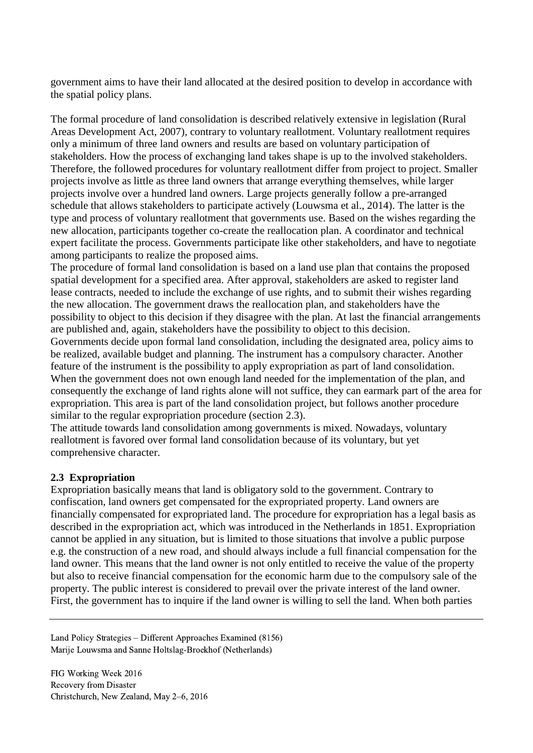government aims to have their land allocated at the desired position to develop in accordance with the spatial policy plans.

The formal procedure of land consolidation is described relatively extensive in legislation (Rural Areas Development Act, 2007), contrary to voluntary reallotment. Voluntary reallotment requires only a minimum of three land owners and results are based on voluntary participation of stakeholders. How the process of exchanging land takes shape is up to the involved stakeholders. Therefore, the followed procedures for voluntary reallotment differ from project to project. Smaller projects involve as little as three land owners that arrange everything themselves, while larger projects involve over a hundred land owners. Large projects generally follow a pre-arranged schedule that allows stakeholders to participate actively (Louwsma et al., 2014). The latter is the type and process of voluntary reallotment that governments use. Based on the wishes regarding the new allocation, participants together co-create the reallocation plan. A coordinator and technical expert facilitate the process. Governments participate like other stakeholders, and have to negotiate among participants to realize the proposed aims.

The procedure of formal land consolidation is based on a land use plan that contains the proposed spatial development for a specified area. After approval, stakeholders are asked to register land lease contracts, needed to include the exchange of use rights, and to submit their wishes regarding the new allocation. The government draws the reallocation plan, and stakeholders have the possibility to object to this decision if they disagree with the plan. At last the financial arrangements are published and, again, stakeholders have the possibility to object to this decision.

Governments decide upon formal land consolidation, including the designated area, policy aims to be realized, available budget and planning. The instrument has a compulsory character. Another feature of the instrument is the possibility to apply expropriation as part of land consolidation. When the government does not own enough land needed for the implementation of the plan, and consequently the exchange of land rights alone will not suffice, they can earmark part of the area for expropriation. This area is part of the land consolidation project, but follows another procedure similar to the regular expropriation procedure (section 2.3).

The attitude towards land consolidation among governments is mixed. Nowadays, voluntary reallotment is favored over formal land consolidation because of its voluntary, but yet comprehensive character.

## 2.3 Expropriation

Expropriation basically means that land is obligatory sold to the government. Contrary to confiscation, land owners get compensated for the expropriated property. Land owners are financially compensated for expropriated land. The procedure for expropriation has a legal basis as described in the expropriation act, which was introduced in the Netherlands in 1851. Expropriation cannot be applied in any situation, but is limited to those situations that involve a public purpose e.g. the construction of a new road, and should always include a full financial compensation for the land owner. This means that the land owner is not only entitled to receive the value of the property but also to receive financial compensation for the economic harm due to the compulsory sale of the property. The public interest is considered to prevail over the private interest of the land owner. First, the government has to inquire if the land owner is willing to sell the land. When both parties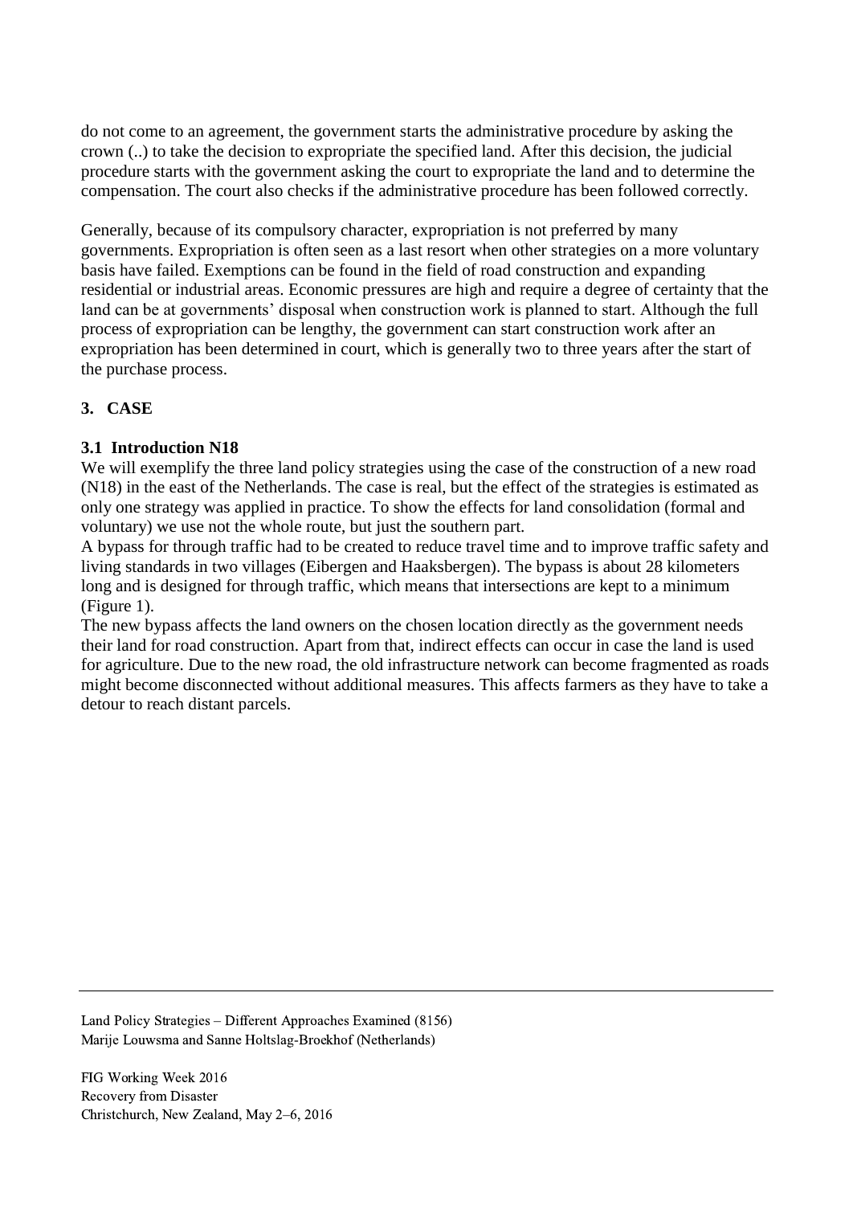do not come to an agreement, the government starts the administrative procedure by asking the crown (..) to take the decision to expropriate the specified land. After this decision, the judicial procedure starts with the government asking the court to expropriate the land and to determine the compensation. The court also checks if the administrative procedure has been followed correctly.

Generally, because of its compulsory character, expropriation is not preferred by many governments. Expropriation is often seen as a last resort when other strategies on a more voluntary basis have failed. Exemptions can be found in the field of road construction and expanding residential or industrial areas. Economic pressures are high and require a degree of certainty that the land can be at governments' disposal when construction work is planned to start. Although the full process of expropriation can be lengthy, the government can start construction work after an expropriation has been determined in court, which is generally two to three years after the start of the purchase process.

## 3. CASE

### 3.1 Introduction N18

We will exemplify the three land policy strategies using the case of the construction of a new road (N18) in the east of the Netherlands. The case is real, but the effect of the strategies is estimated as only one strategy was applied in practice. To show the effects for land consolidation (formal and voluntary) we use not the whole route, but just the southern part.

A bypass for through traffic had to be created to reduce travel time and to improve traffic safety and living standards in two villages (Eibergen and Haaksbergen). The bypass is about 28 kilometers long and is designed for through traffic, which means that intersections are kept to a minimum (Figure 1).

The new bypass affects the land owners on the chosen location directly as the government needs their land for road construction. Apart from that, indirect effects can occur in case the land is used for agriculture. Due to the new road, the old infrastructure network can become fragmented as roads might become disconnected without additional measures. This affects farmers as they have to take a detour to reach distant parcels.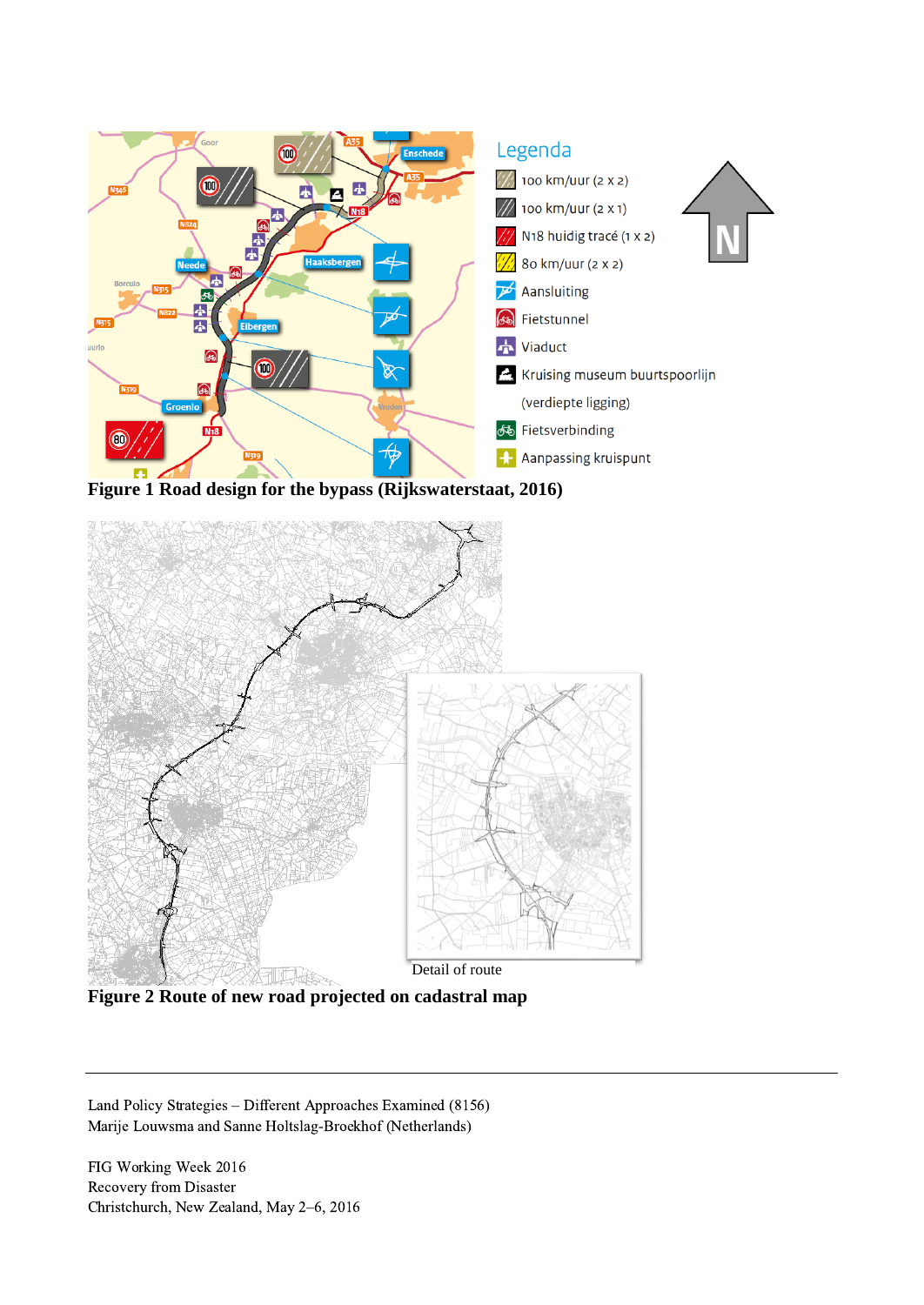**Figure 1 Road design for the bypass (Rijkswaterstaat, 2016)**

Detail of route

**Figure 2 Route of new road projected on cadastral map**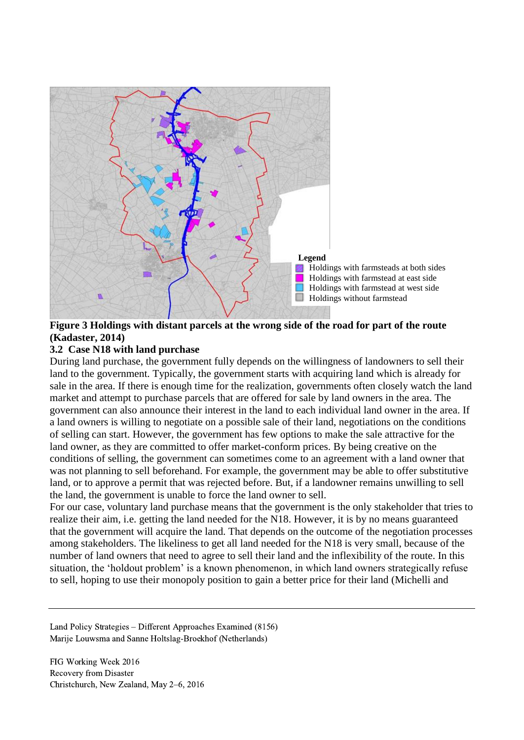Legend
- Holdings with farmsteads at both sides
- Holdings with farmstead at east side
- Holdings with farmstead at west side
- Holdings without farmstead

**Figure 3 Holdings with distant parcels at the wrong side of the road for part of the route (Kadaster, 2014)**

### 3.2 Case N18 with land purchase

During land purchase, the government fully depends on the willingness of landowners to sell their land to the government. Typically, the government starts with acquiring land which is already for sale in the area. If there is enough time for the realization, governments often closely watch the land market and attempt to purchase parcels that are offered for sale by land owners in the area. The government can also announce their interest in the land to each individual land owner in the area. If a land owners is willing to negotiate on a possible sale of their land, negotiations on the conditions of selling can start. However, the government has few options to make the sale attractive for the land owner, as they are committed to offer market-conform prices. By being creative on the conditions of selling, the government can sometimes come to an agreement with a land owner that was not planning to sell beforehand. For example, the government may be able to offer substitutive land, or to approve a permit that was rejected before. But, if a landowner remains unwilling to sell the land, the government is unable to force the land owner to sell.

For our case, voluntary land purchase means that the government is the only stakeholder that tries to realize their aim, i.e. getting the land needed for the N18. However, it is by no means guaranteed that the government will acquire the land. That depends on the outcome of the negotiation processes among stakeholders. The likeliness to get all land needed for the N18 is very small, because of the number of land owners that need to agree to sell their land and the inflexibility of the route. In this situation, the 'holdout problem' is a known phenomenon, in which land owners strategically refuse to sell, hoping to use their monopoly position to gain a better price for their land (Michelli and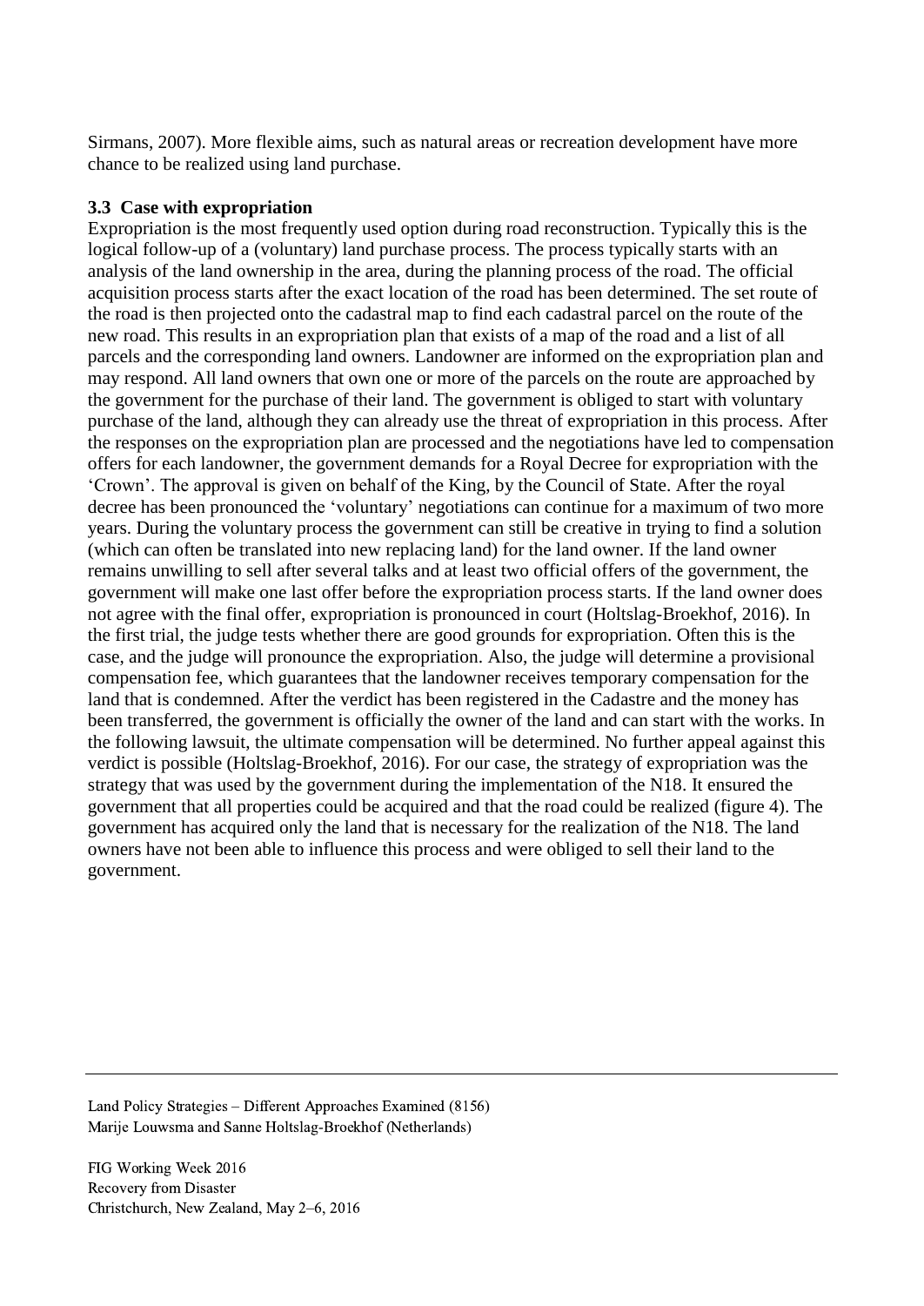Sirmans, 2007). More flexible aims, such as natural areas or recreation development have more chance to be realized using land purchase.

### 3.3 Case with expropriation

Expropriation is the most frequently used option during road reconstruction. Typically this is the logical follow-up of a (voluntary) land purchase process. The process typically starts with an analysis of the land ownership in the area, during the planning process of the road. The official acquisition process starts after the exact location of the road has been determined. The set route of the road is then projected onto the cadastral map to find each cadastral parcel on the route of the new road. This results in an expropriation plan that exists of a map of the road and a list of all parcels and the corresponding land owners. Landowner are informed on the expropriation plan and may respond. All land owners that own one or more of the parcels on the route are approached by the government for the purchase of their land. The government is obliged to start with voluntary purchase of the land, although they can already use the threat of expropriation in this process. After the responses on the expropriation plan are processed and the negotiations have led to compensation offers for each landowner, the government demands for a Royal Decree for expropriation with the 'Crown'. The approval is given on behalf of the King, by the Council of State. After the royal decree has been pronounced the 'voluntary' negotiations can continue for a maximum of two more years. During the voluntary process the government can still be creative in trying to find a solution (which can often be translated into new replacing land) for the land owner. If the land owner remains unwilling to sell after several talks and at least two official offers of the government, the government will make one last offer before the expropriation process starts. If the land owner does not agree with the final offer, expropriation is pronounced in court (Holtslag-Broekhof, 2016). In the first trial, the judge tests whether there are good grounds for expropriation. Often this is the case, and the judge will pronounce the expropriation. Also, the judge will determine a provisional compensation fee, which guarantees that the landowner receives temporary compensation for the land that is condemned. After the verdict has been registered in the Cadastre and the money has been transferred, the government is officially the owner of the land and can start with the works. In the following lawsuit, the ultimate compensation will be determined. No further appeal against this verdict is possible (Holtslag-Broekhof, 2016). For our case, the strategy of expropriation was the strategy that was used by the government during the implementation of the N18. It ensured the government that all properties could be acquired and that the road could be realized (figure 4). The government has acquired only the land that is necessary for the realization of the N18. The land owners have not been able to influence this process and were obliged to sell their land to the government.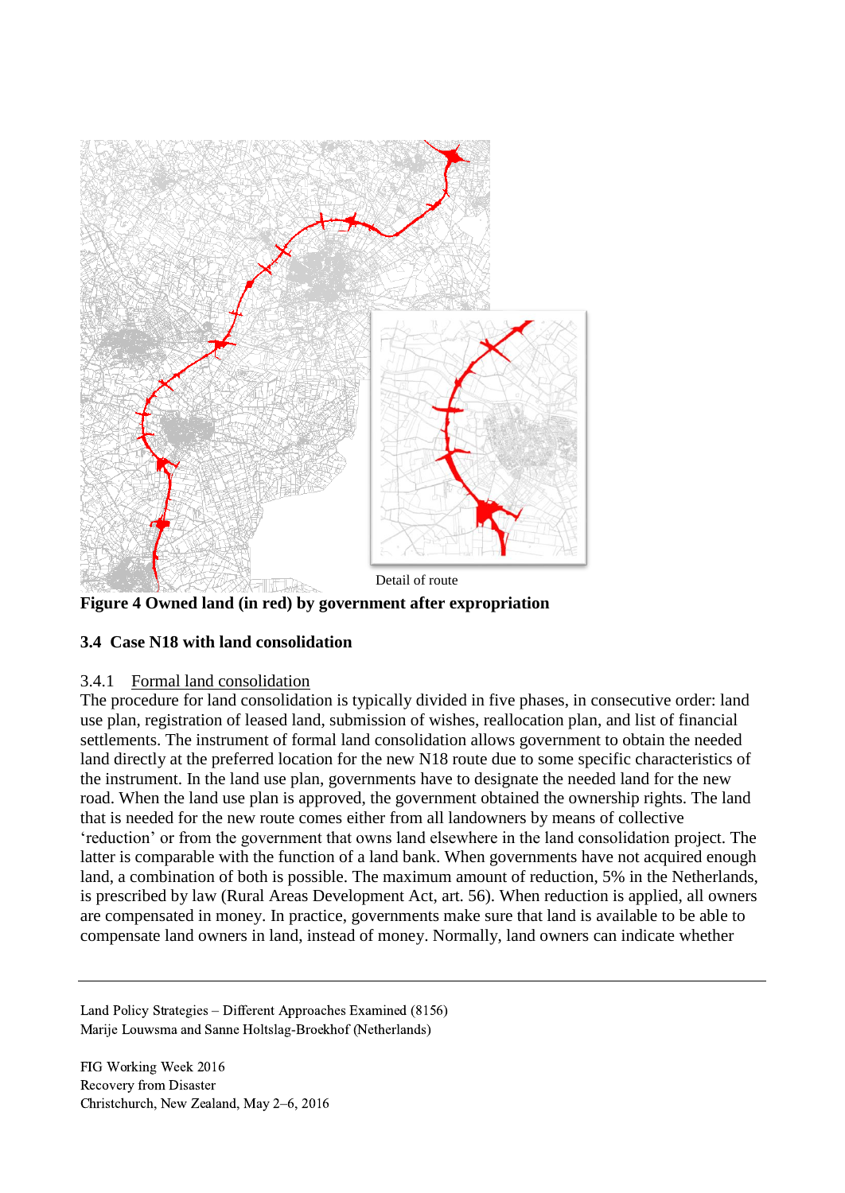Detail of route

**Figure 4 Owned land (in red) by government after expropriation**

### 3.4 Case N18 with land consolidation

#### 3.4.1 Formal land consolidation

The procedure for land consolidation is typically divided in five phases, in consecutive order: land use plan, registration of leased land, submission of wishes, reallocation plan, and list of financial settlements. The instrument of formal land consolidation allows government to obtain the needed land directly at the preferred location for the new N18 route due to some specific characteristics of the instrument. In the land use plan, governments have to designate the needed land for the new road. When the land use plan is approved, the government obtained the ownership rights. The land that is needed for the new route comes either from all landowners by means of collective 'reduction' or from the government that owns land elsewhere in the land consolidation project. The latter is comparable with the function of a land bank. When governments have not acquired enough land, a combination of both is possible. The maximum amount of reduction, 5% in the Netherlands, is prescribed by law (Rural Areas Development Act, art. 56). When reduction is applied, all owners are compensated in money. In practice, governments make sure that land is available to be able to compensate land owners in land, instead of money. Normally, land owners can indicate whether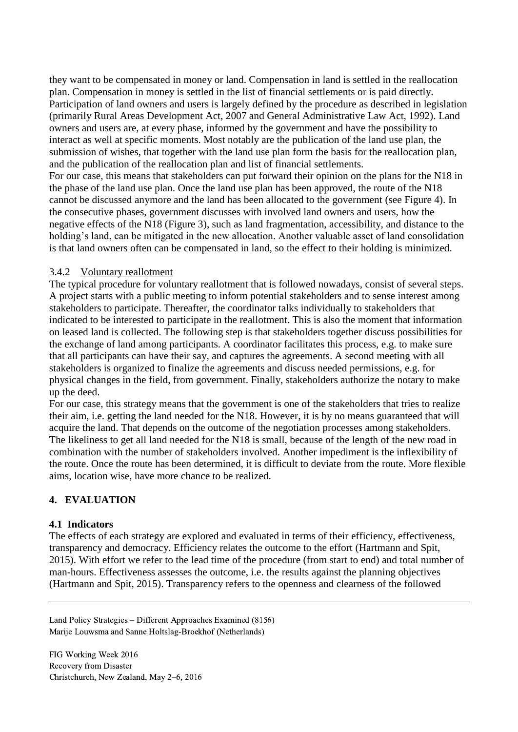they want to be compensated in money or land. Compensation in land is settled in the reallocation plan. Compensation in money is settled in the list of financial settlements or is paid directly. Participation of land owners and users is largely defined by the procedure as described in legislation (primarily Rural Areas Development Act, 2007 and General Administrative Law Act, 1992). Land owners and users are, at every phase, informed by the government and have the possibility to interact as well at specific moments. Most notably are the publication of the land use plan, the submission of wishes, that together with the land use plan form the basis for the reallocation plan, and the publication of the reallocation plan and list of financial settlements.

For our case, this means that stakeholders can put forward their opinion on the plans for the N18 in the phase of the land use plan. Once the land use plan has been approved, the route of the N18 cannot be discussed anymore and the land has been allocated to the government (see Figure 4). In the consecutive phases, government discusses with involved land owners and users, how the negative effects of the N18 (Figure 3), such as land fragmentation, accessibility, and distance to the holding's land, can be mitigated in the new allocation. Another valuable asset of land consolidation is that land owners often can be compensated in land, so the effect to their holding is minimized.

### 3.4.2 Voluntary reallotment

The typical procedure for voluntary reallotment that is followed nowadays, consist of several steps. A project starts with a public meeting to inform potential stakeholders and to sense interest among stakeholders to participate. Thereafter, the coordinator talks individually to stakeholders that indicated to be interested to participate in the reallotment. This is also the moment that information on leased land is collected. The following step is that stakeholders together discuss possibilities for the exchange of land among participants. A coordinator facilitates this process, e.g. to make sure that all participants can have their say, and captures the agreements. A second meeting with all stakeholders is organized to finalize the agreements and discuss needed permissions, e.g. for physical changes in the field, from government. Finally, stakeholders authorize the notary to make up the deed.

For our case, this strategy means that the government is one of the stakeholders that tries to realize their aim, i.e. getting the land needed for the N18. However, it is by no means guaranteed that will acquire the land. That depends on the outcome of the negotiation processes among stakeholders. The likeliness to get all land needed for the N18 is small, because of the length of the new road in combination with the number of stakeholders involved. Another impediment is the inflexibility of the route. Once the route has been determined, it is difficult to deviate from the route. More flexible aims, location wise, have more chance to be realized.

## 4. EVALUATION

### 4.1 Indicators

The effects of each strategy are explored and evaluated in terms of their efficiency, effectiveness, transparency and democracy. Efficiency relates the outcome to the effort (Hartmann and Spit, 2015). With effort we refer to the lead time of the procedure (from start to end) and total number of man-hours. Effectiveness assesses the outcome, i.e. the results against the planning objectives (Hartmann and Spit, 2015). Transparency refers to the openness and clearness of the followed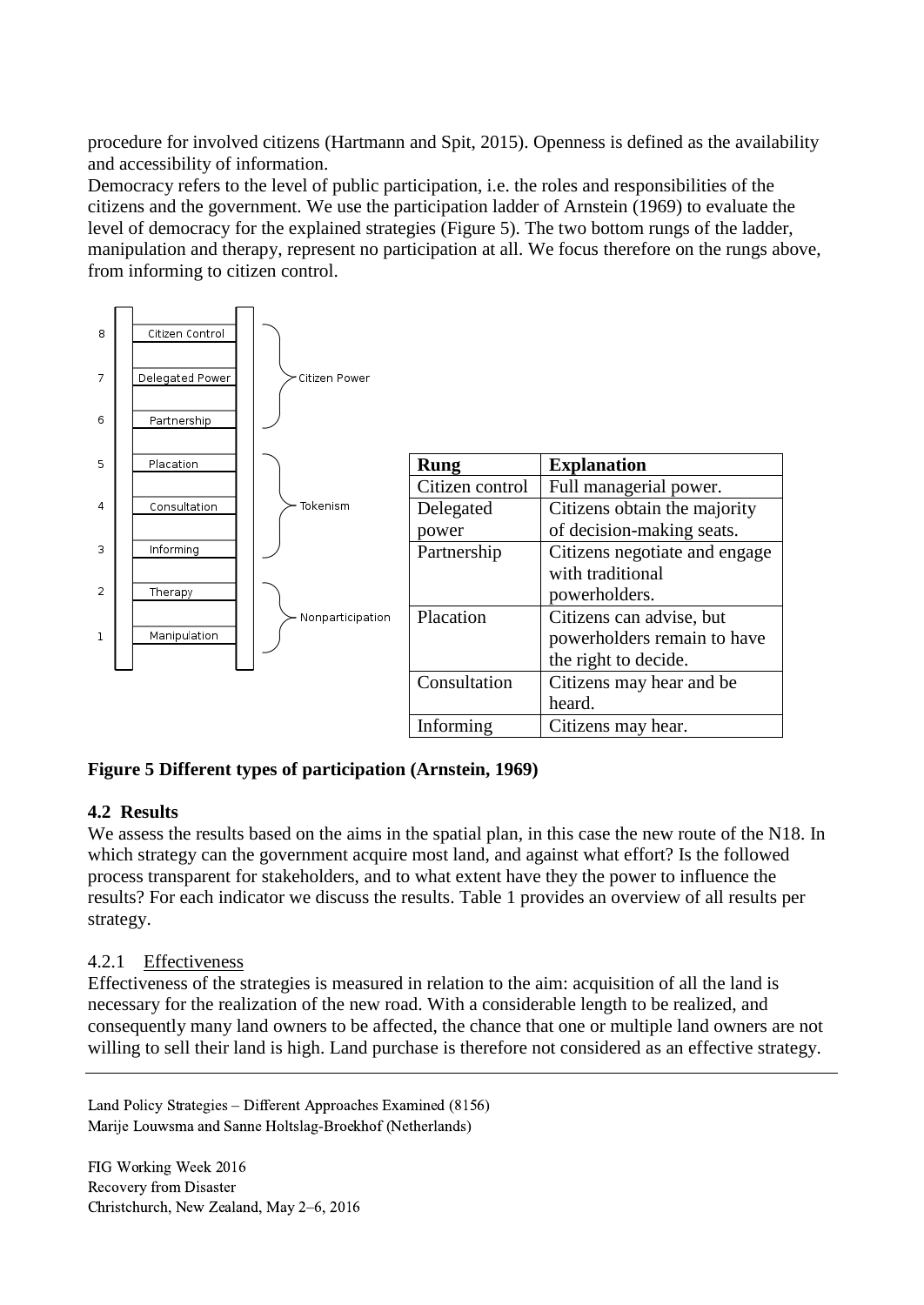procedure for involved citizens (Hartmann and Spit, 2015). Openness is defined as the availability and accessibility of information.

Democracy refers to the level of public participation, i.e. the roles and responsibilities of the citizens and the government. We use the participation ladder of Arnstein (1969) to evaluate the level of democracy for the explained strategies (Figure 5). The two bottom rungs of the ladder, manipulation and therapy, represent no participation at all. We focus therefore on the rungs above, from informing to citizen control.

| Rung | Explanation |
|---|---|
| Citizen control | Full managerial power. |
| Delegated power | Citizens obtain the majority of decision-making seats. |
| Partnership | Citizens negotiate and engage with traditional powerholders. |
| Placation | Citizens can advise, but powerholders remain to have the right to decide. |
| Consultation | Citizens may hear and be heard. |
| Informing | Citizens may hear. |

**Figure 5 Different types of participation (Arnstein, 1969)**

### 4.2 Results

We assess the results based on the aims in the spatial plan, in this case the new route of the N18. In which strategy can the government acquire most land, and against what effort? Is the followed process transparent for stakeholders, and to what extent have they the power to influence the results? For each indicator we discuss the results. Table 1 provides an overview of all results per strategy.

#### 4.2.1 Effectiveness

Effectiveness of the strategies is measured in relation to the aim: acquisition of all the land is necessary for the realization of the new road. With a considerable length to be realized, and consequently many land owners to be affected, the chance that one or multiple land owners are not willing to sell their land is high. Land purchase is therefore not considered as an effective strategy.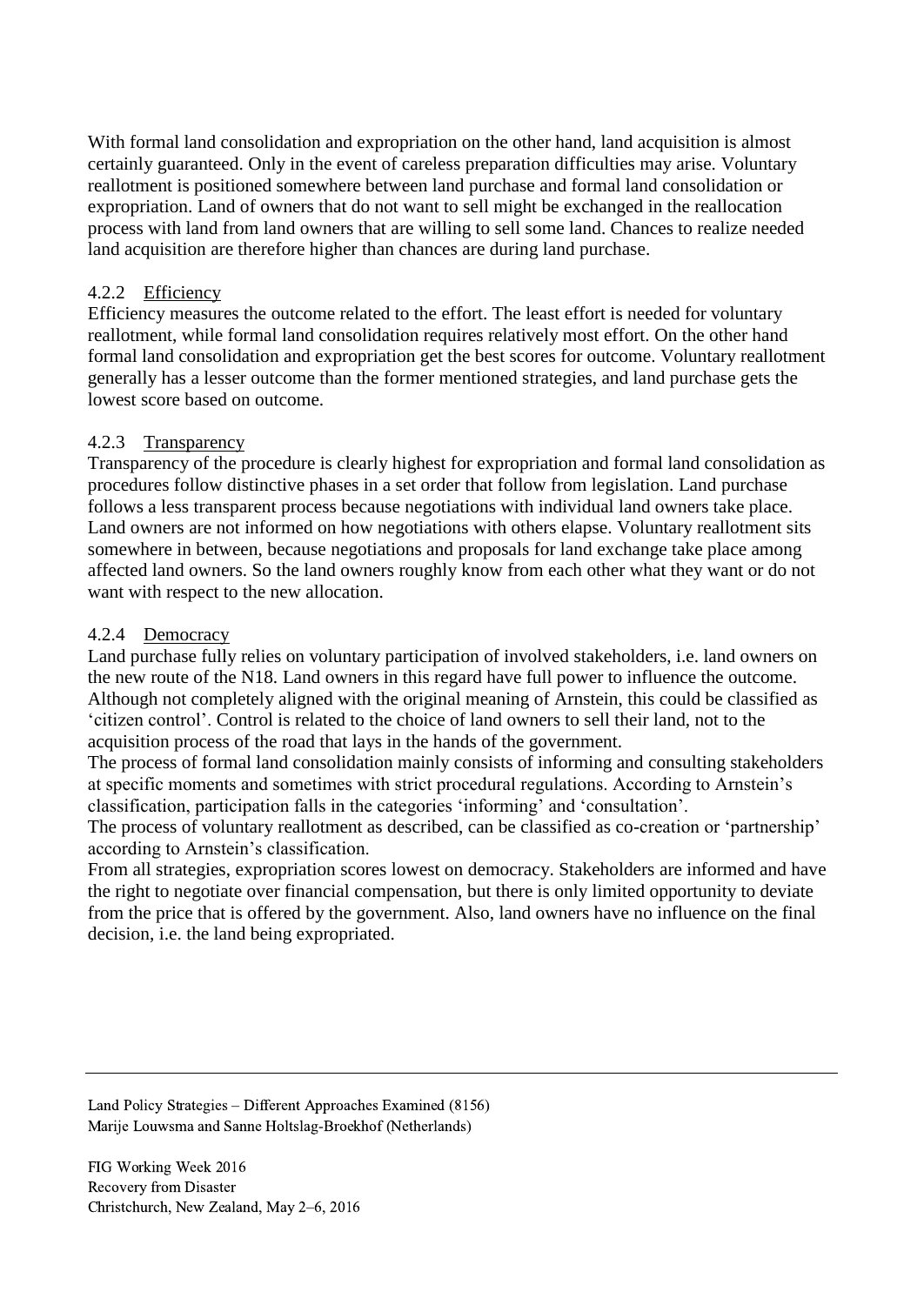With formal land consolidation and expropriation on the other hand, land acquisition is almost certainly guaranteed. Only in the event of careless preparation difficulties may arise. Voluntary reallotment is positioned somewhere between land purchase and formal land consolidation or expropriation. Land of owners that do not want to sell might be exchanged in the reallocation process with land from land owners that are willing to sell some land. Chances to realize needed land acquisition are therefore higher than chances are during land purchase.

### 4.2.2 Efficiency

Efficiency measures the outcome related to the effort. The least effort is needed for voluntary reallotment, while formal land consolidation requires relatively most effort. On the other hand formal land consolidation and expropriation get the best scores for outcome. Voluntary reallotment generally has a lesser outcome than the former mentioned strategies, and land purchase gets the lowest score based on outcome.

### 4.2.3 Transparency

Transparency of the procedure is clearly highest for expropriation and formal land consolidation as procedures follow distinctive phases in a set order that follow from legislation. Land purchase follows a less transparent process because negotiations with individual land owners take place. Land owners are not informed on how negotiations with others elapse. Voluntary reallotment sits somewhere in between, because negotiations and proposals for land exchange take place among affected land owners. So the land owners roughly know from each other what they want or do not want with respect to the new allocation.

### 4.2.4 Democracy

Land purchase fully relies on voluntary participation of involved stakeholders, i.e. land owners on the new route of the N18. Land owners in this regard have full power to influence the outcome. Although not completely aligned with the original meaning of Arnstein, this could be classified as 'citizen control'. Control is related to the choice of land owners to sell their land, not to the acquisition process of the road that lays in the hands of the government.

The process of formal land consolidation mainly consists of informing and consulting stakeholders at specific moments and sometimes with strict procedural regulations. According to Arnstein's classification, participation falls in the categories 'informing' and 'consultation'.

The process of voluntary reallotment as described, can be classified as co-creation or 'partnership' according to Arnstein's classification.

From all strategies, expropriation scores lowest on democracy. Stakeholders are informed and have the right to negotiate over financial compensation, but there is only limited opportunity to deviate from the price that is offered by the government. Also, land owners have no influence on the final decision, i.e. the land being expropriated.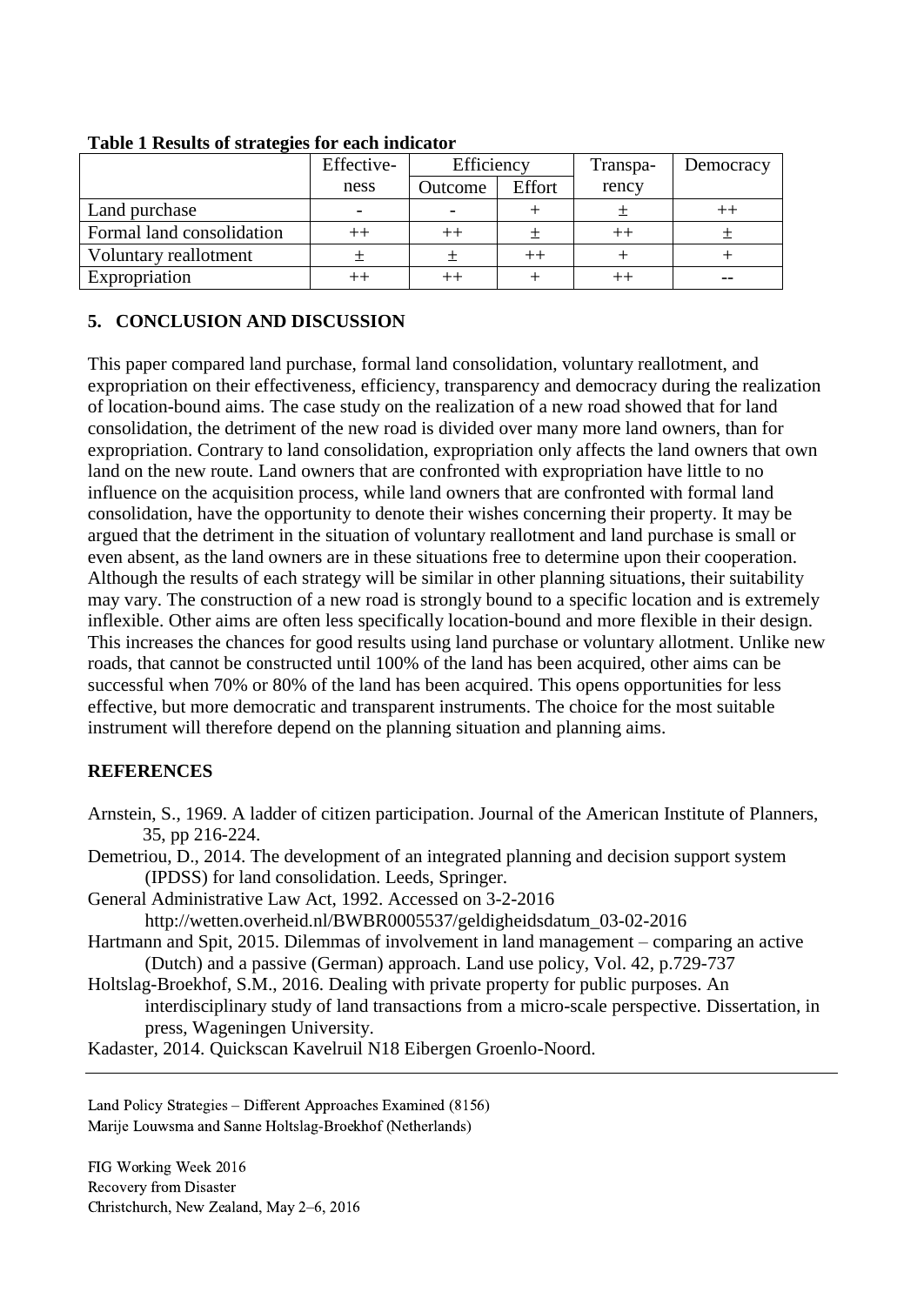**Table 1 Results of strategies for each indicator**

| | Effective-ness | Efficiency | | Transpa-rency | Democracy |
|---|---|---|---|---|---|
| | | Outcome | Effort | | |
| Land purchase | - | - | + | ± | ++ |
| Formal land consolidation | ++ | ++ | ± | ++ | ± |
| Voluntary reallotment | ± | ± | ++ | + | + |
| Expropriation | ++ | ++ | + | ++ | -- |

## 5. CONCLUSION AND DISCUSSION

This paper compared land purchase, formal land consolidation, voluntary reallotment, and expropriation on their effectiveness, efficiency, transparency and democracy during the realization of location-bound aims. The case study on the realization of a new road showed that for land consolidation, the detriment of the new road is divided over many more land owners, than for expropriation. Contrary to land consolidation, expropriation only affects the land owners that own land on the new route. Land owners that are confronted with expropriation have little to no influence on the acquisition process, while land owners that are confronted with formal land consolidation, have the opportunity to denote their wishes concerning their property. It may be argued that the detriment in the situation of voluntary reallotment and land purchase is small or even absent, as the land owners are in these situations free to determine upon their cooperation. Although the results of each strategy will be similar in other planning situations, their suitability may vary. The construction of a new road is strongly bound to a specific location and is extremely inflexible. Other aims are often less specifically location-bound and more flexible in their design. This increases the chances for good results using land purchase or voluntary allotment. Unlike new roads, that cannot be constructed until 100% of the land has been acquired, other aims can be successful when 70% or 80% of the land has been acquired. This opens opportunities for less effective, but more democratic and transparent instruments. The choice for the most suitable instrument will therefore depend on the planning situation and planning aims.

## REFERENCES

Arnstein, S., 1969. A ladder of citizen participation. Journal of the American Institute of Planners, 35, pp 216-224.

Demetriou, D., 2014. The development of an integrated planning and decision support system (IPDSS) for land consolidation. Leeds, Springer.

General Administrative Law Act, 1992. Accessed on 3-2-2016 http://wetten.overheid.nl/BWBR0005537/geldigheidsdatum_03-02-2016

Hartmann and Spit, 2015. Dilemmas of involvement in land management – comparing an active (Dutch) and a passive (German) approach. Land use policy, Vol. 42, p.729-737

Holtslag-Broekhof, S.M., 2016. Dealing with private property for public purposes. An interdisciplinary study of land transactions from a micro-scale perspective. Dissertation, in press, Wageningen University.

Kadaster, 2014. Quickscan Kavelruil N18 Eibergen Groenlo-Noord.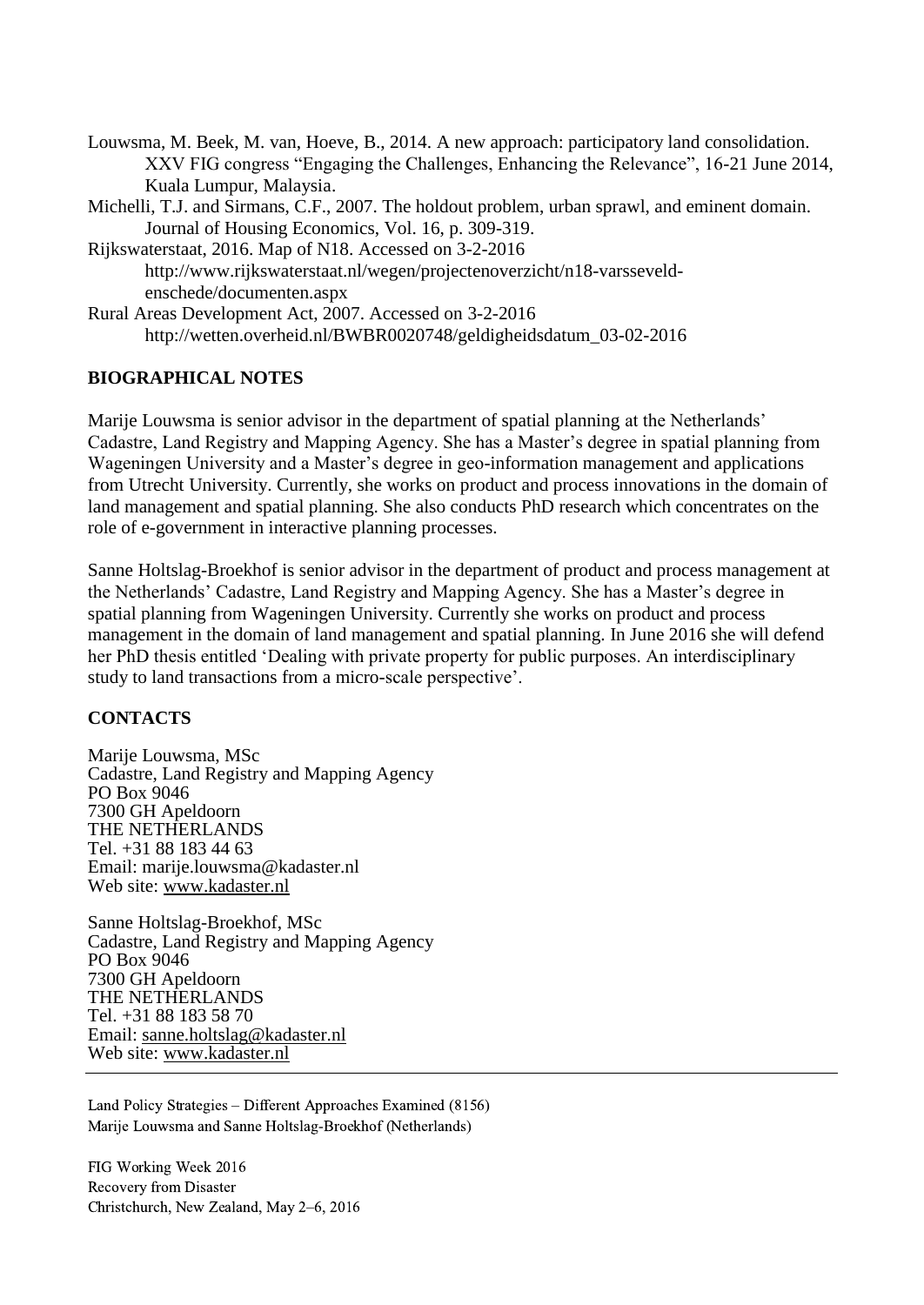Louwsma, M. Beek, M. van, Hoeve, B., 2014. A new approach: participatory land consolidation. XXV FIG congress “Engaging the Challenges, Enhancing the Relevance”, 16-21 June 2014, Kuala Lumpur, Malaysia.

Michelli, T.J. and Sirmans, C.F., 2007. The holdout problem, urban sprawl, and eminent domain. Journal of Housing Economics, Vol. 16, p. 309-319.

Rijkswaterstaat, 2016. Map of N18. Accessed on 3-2-2016 http://www.rijkswaterstaat.nl/wegen/projectenoverzicht/n18-varsseveld-enschede/documenten.aspx

Rural Areas Development Act, 2007. Accessed on 3-2-2016 http://wetten.overheid.nl/BWBR0020748/geldigheidsdatum_03-02-2016

## BIOGRAPHICAL NOTES

Marije Louwsma is senior advisor in the department of spatial planning at the Netherlands’ Cadastre, Land Registry and Mapping Agency. She has a Master’s degree in spatial planning from Wageningen University and a Master’s degree in geo-information management and applications from Utrecht University. Currently, she works on product and process innovations in the domain of land management and spatial planning. She also conducts PhD research which concentrates on the role of e-government in interactive planning processes.

Sanne Holtslag-Broekhof is senior advisor in the department of product and process management at the Netherlands’ Cadastre, Land Registry and Mapping Agency. She has a Master’s degree in spatial planning from Wageningen University. Currently she works on product and process management in the domain of land management and spatial planning. In June 2016 she will defend her PhD thesis entitled ‘Dealing with private property for public purposes. An interdisciplinary study to land transactions from a micro-scale perspective’.

## CONTACTS

Marije Louwsma, MSc
Cadastre, Land Registry and Mapping Agency
PO Box 9046
7300 GH Apeldoorn
THE NETHERLANDS
Tel. +31 88 183 44 63
Email: marije.louwsma@kadaster.nl
Web site: www.kadaster.nl

Sanne Holtslag-Broekhof, MSc
Cadastre, Land Registry and Mapping Agency
PO Box 9046
7300 GH Apeldoorn
THE NETHERLANDS
Tel. +31 88 183 58 70
Email: sanne.holtslag@kadaster.nl
Web site: www.kadaster.nl